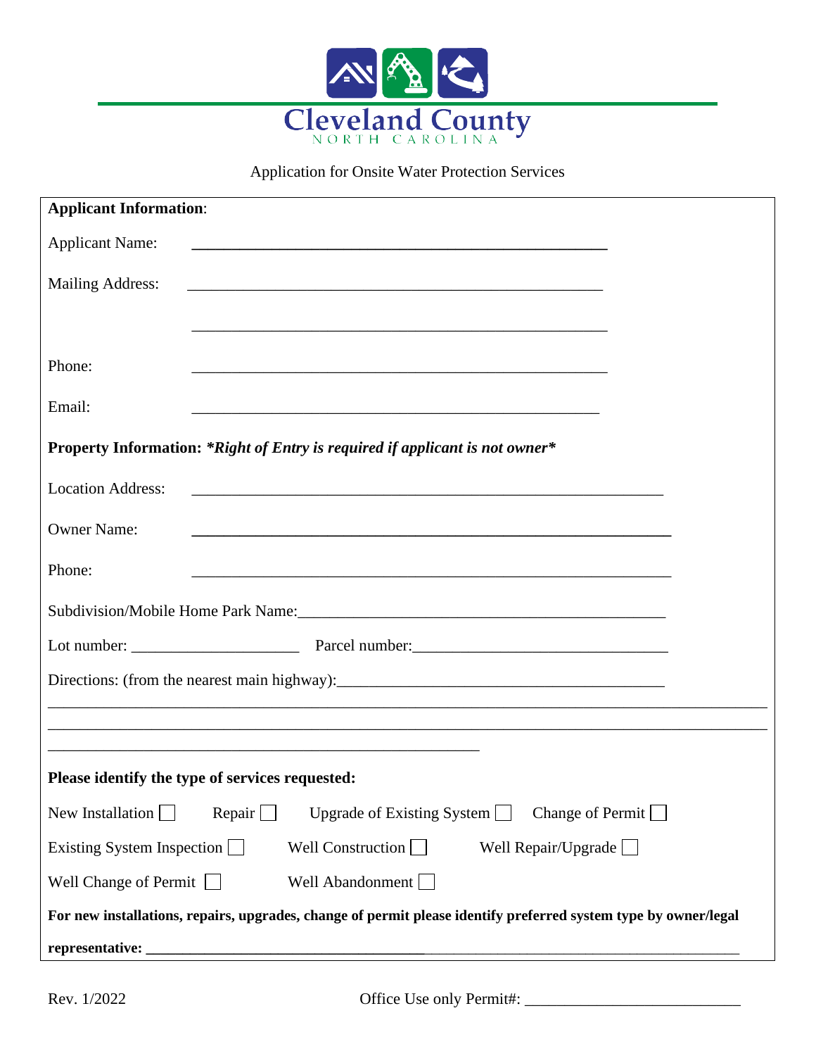# Cleveland County

NORTH CAROLINA

Application for Onsite Water Protection Services

**Applicant Information**:

Applicant Name: ______________________________________________

Mailing Address: ______________________________________________

______________________________________________

Phone: ______________________________________________

Email: ______________________________________________

**Property Information:** ***\*Right of Entry is required if applicant is not owner\****

Location Address: ______________________________________________

Owner Name: ______________________________________________

Phone: ______________________________________________

Subdivision/Mobile Home Park Name: ______________________________________________

Lot number: ____________________ Parcel number: ______________________________

Directions: (from the nearest main highway): ______________________________________________

______________________________________________

______________________________________________

______________________________________________

**Please identify the type of services requested:**

New Installation ☐ Repair ☐ Upgrade of Existing System ☐ Change of Permit ☐

Existing System Inspection ☐ Well Construction ☐ Well Repair/Upgrade ☐

Well Change of Permit ☐ Well Abandonment ☐

**For new installations, repairs, upgrades, change of permit please identify preferred system type by owner/legal representative:** ______________________________________________

Rev. 1/2022

Office Use only Permit#: ______________________________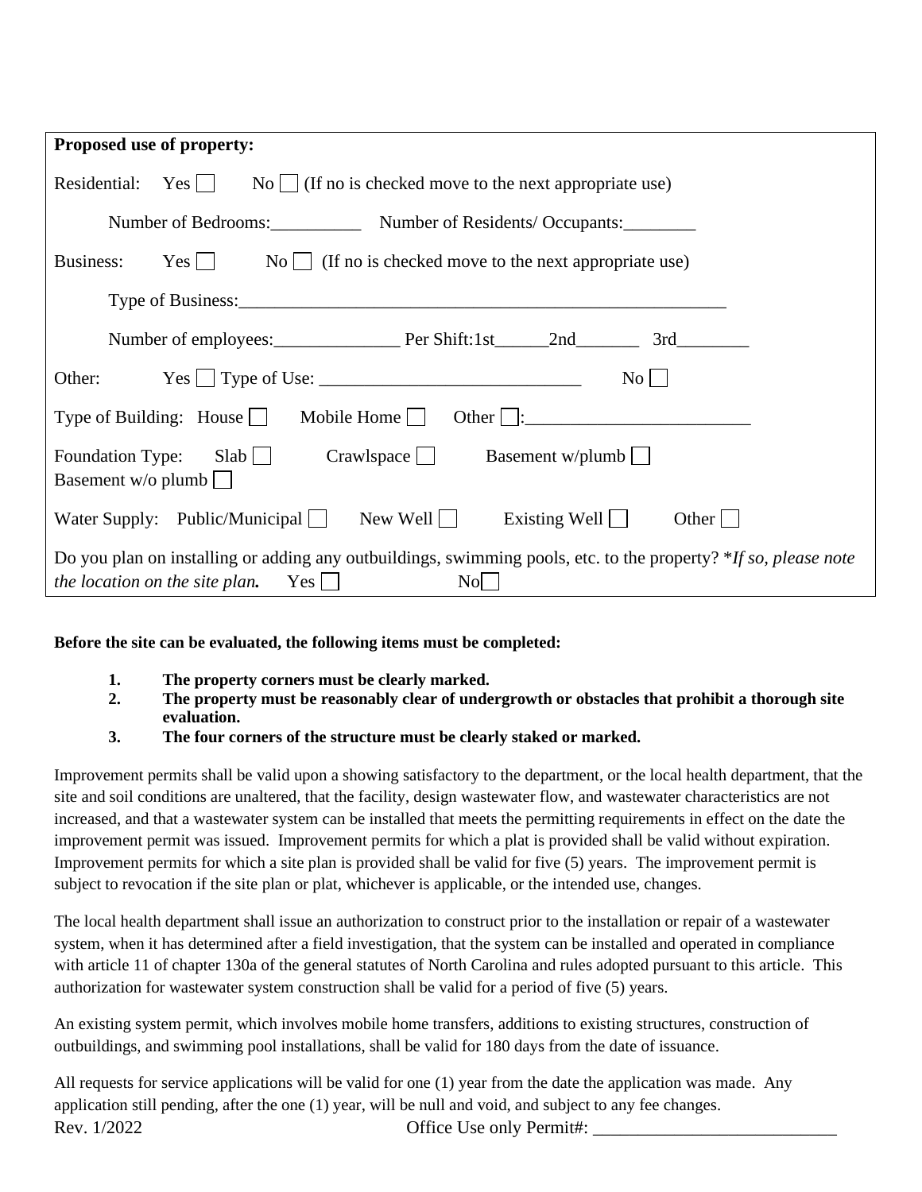**Proposed use of property:**

Residential: Yes ☐ No ☐ (If no is checked move to the next appropriate use)

Number of Bedrooms:__________ Number of Residents/ Occupants:________

Business: Yes ☐ No ☐ (If no is checked move to the next appropriate use)

Type of Business:________________________________________________________

Number of employees:______________ Per Shift:1st______2nd_______ 3rd________

Other: Yes ☐ Type of Use: _____________________________ No ☐

Type of Building: House ☐ Mobile Home ☐ Other ☐:_________________________

Foundation Type: Slab ☐ Crawlspace ☐ Basement w/plumb ☐ Basement w/o plumb ☐

Water Supply: Public/Municipal ☐ New Well ☐ Existing Well ☐ Other ☐

Do you plan on installing or adding any outbuildings, swimming pools, etc. to the property? **If so, please note the location on the site plan.* Yes ☐ No ☐

**Before the site can be evaluated, the following items must be completed:**

1. **The property corners must be clearly marked.**
2. **The property must be reasonably clear of undergrowth or obstacles that prohibit a thorough site evaluation.**
3. **The four corners of the structure must be clearly staked or marked.**

Improvement permits shall be valid upon a showing satisfactory to the department, or the local health department, that the site and soil conditions are unaltered, that the facility, design wastewater flow, and wastewater characteristics are not increased, and that a wastewater system can be installed that meets the permitting requirements in effect on the date the improvement permit was issued. Improvement permits for which a plat is provided shall be valid without expiration. Improvement permits for which a site plan is provided shall be valid for five (5) years. The improvement permit is subject to revocation if the site plan or plat, whichever is applicable, or the intended use, changes.

The local health department shall issue an authorization to construct prior to the installation or repair of a wastewater system, when it has determined after a field investigation, that the system can be installed and operated in compliance with article 11 of chapter 130a of the general statutes of North Carolina and rules adopted pursuant to this article. This authorization for wastewater system construction shall be valid for a period of five (5) years.

An existing system permit, which involves mobile home transfers, additions to existing structures, construction of outbuildings, and swimming pool installations, shall be valid for 180 days from the date of issuance.

All requests for service applications will be valid for one (1) year from the date the application was made. Any application still pending, after the one (1) year, will be null and void, and subject to any fee changes.

Rev. 1/2022 Office Use only Permit#: ___________________________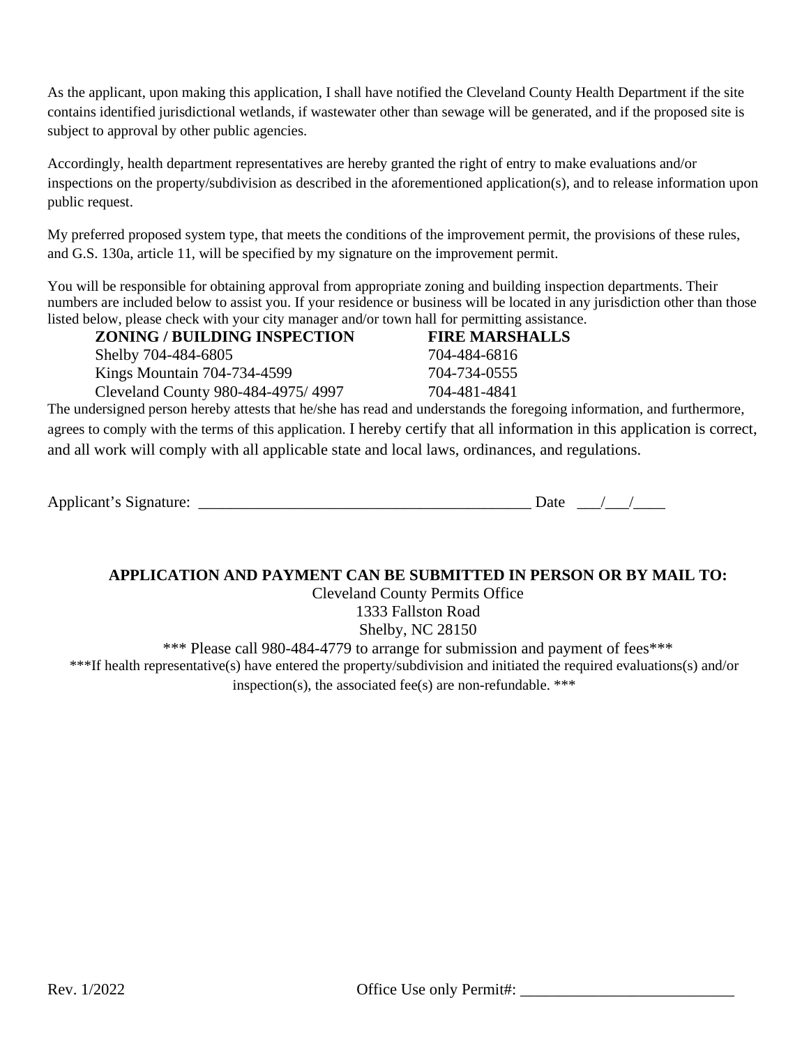As the applicant, upon making this application, I shall have notified the Cleveland County Health Department if the site contains identified jurisdictional wetlands, if wastewater other than sewage will be generated, and if the proposed site is subject to approval by other public agencies.

Accordingly, health department representatives are hereby granted the right of entry to make evaluations and/or inspections on the property/subdivision as described in the aforementioned application(s), and to release information upon public request.

My preferred proposed system type, that meets the conditions of the improvement permit, the provisions of these rules, and G.S. 130a, article 11, will be specified by my signature on the improvement permit.

You will be responsible for obtaining approval from appropriate zoning and building inspection departments. Their numbers are included below to assist you. If your residence or business will be located in any jurisdiction other than those listed below, please check with your city manager and/or town hall for permitting assistance.

| ZONING / BUILDING INSPECTION | FIRE MARSHALLS |
|---|---|
| Shelby 704-484-6805 | 704-484-6816 |
| Kings Mountain 704-734-4599 | 704-734-0555 |
| Cleveland County 980-484-4975/ 4997 | 704-481-4841 |

The undersigned person hereby attests that he/she has read and understands the foregoing information, and furthermore, agrees to comply with the terms of this application. I hereby certify that all information in this application is correct, and all work will comply with all applicable state and local laws, ordinances, and regulations.

Applicant's Signature: ___________________________________________ Date ___/___/____

**APPLICATION AND PAYMENT CAN BE SUBMITTED IN PERSON OR BY MAIL TO:**

Cleveland County Permits Office
1333 Fallston Road
Shelby, NC 28150

*** Please call 980-484-4779 to arrange for submission and payment of fees***

***If health representative(s) have entered the property/subdivision and initiated the required evaluations(s) and/or inspection(s), the associated fee(s) are non-refundable. ***

Rev. 1/2022 Office Use only Permit#: ___________________________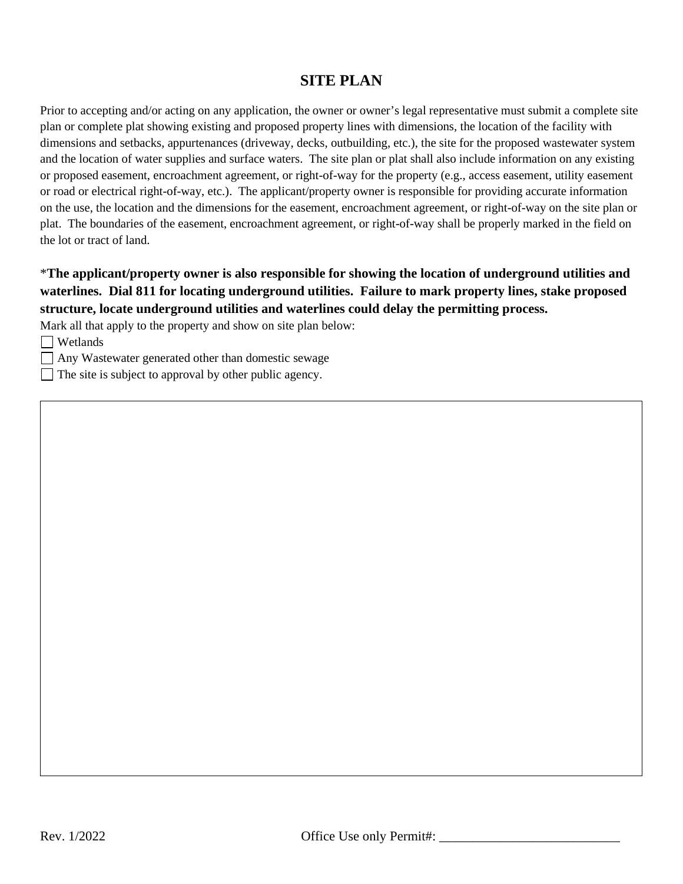# SITE PLAN

Prior to accepting and/or acting on any application, the owner or owner's legal representative must submit a complete site plan or complete plat showing existing and proposed property lines with dimensions, the location of the facility with dimensions and setbacks, appurtenances (driveway, decks, outbuilding, etc.), the site for the proposed wastewater system and the location of water supplies and surface waters. The site plan or plat shall also include information on any existing or proposed easement, encroachment agreement, or right-of-way for the property (e.g., access easement, utility easement or road or electrical right-of-way, etc.). The applicant/property owner is responsible for providing accurate information on the use, the location and the dimensions for the easement, encroachment agreement, or right-of-way on the site plan or plat. The boundaries of the easement, encroachment agreement, or right-of-way shall be properly marked in the field on the lot or tract of land.

*__The applicant/property owner is also responsible for showing the location of underground utilities and waterlines. Dial 811 for locating underground utilities. Failure to mark property lines, stake proposed structure, locate underground utilities and waterlines could delay the permitting process.__

Mark all that apply to the property and show on site plan below:

☐ Wetlands

☐ Any Wastewater generated other than domestic sewage

☐ The site is subject to approval by other public agency.

Rev. 1/2022

Office Use only Permit#: ___________________________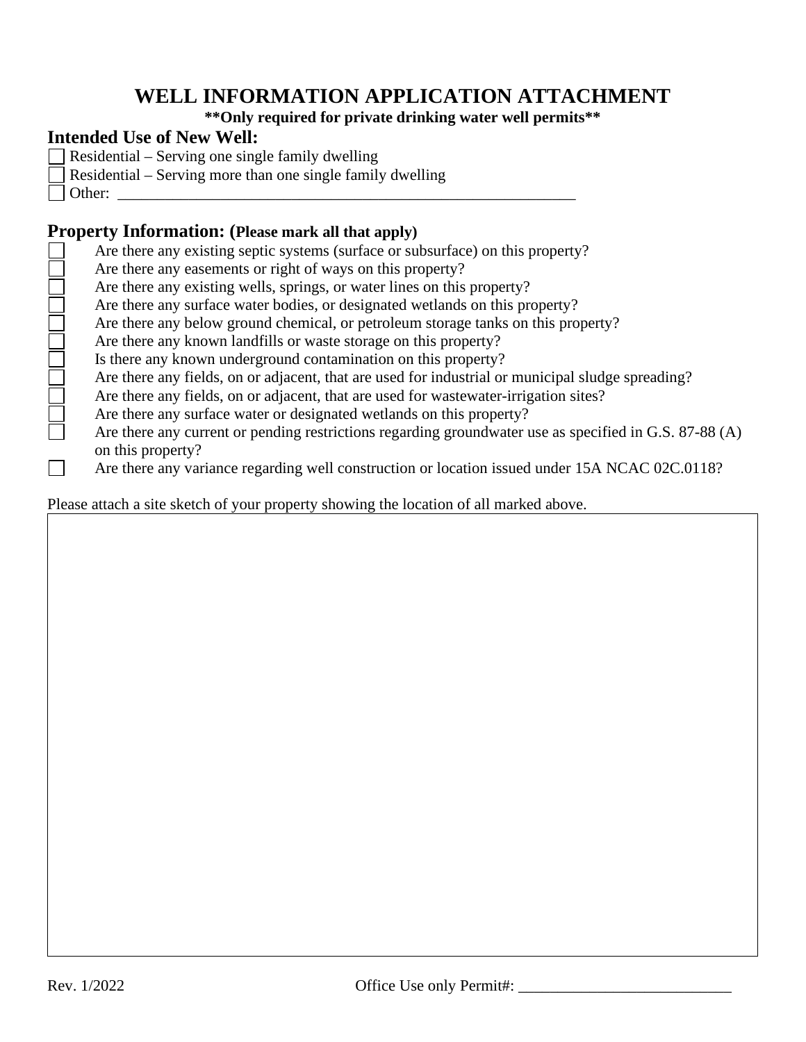# WELL INFORMATION APPLICATION ATTACHMENT

**\*\*Only required for private drinking water well permits\*\***

## Intended Use of New Well:

- ☐ Residential – Serving one single family dwelling
- ☐ Residential – Serving more than one single family dwelling
- ☐ Other: ___________________________________________________________

## Property Information: (Please mark all that apply)

- ☐ Are there any existing septic systems (surface or subsurface) on this property?
- ☐ Are there any easements or right of ways on this property?
- ☐ Are there any existing wells, springs, or water lines on this property?
- ☐ Are there any surface water bodies, or designated wetlands on this property?
- ☐ Are there any below ground chemical, or petroleum storage tanks on this property?
- ☐ Are there any known landfills or waste storage on this property?
- ☐ Is there any known underground contamination on this property?
- ☐ Are there any fields, on or adjacent, that are used for industrial or municipal sludge spreading?
- ☐ Are there any fields, on or adjacent, that are used for wastewater-irrigation sites?
- ☐ Are there any surface water or designated wetlands on this property?
- ☐ Are there any current or pending restrictions regarding groundwater use as specified in G.S. 87-88 (A) on this property?
- ☐ Are there any variance regarding well construction or location issued under 15A NCAC 02C.0118?

Please attach a site sketch of your property showing the location of all marked above.

Rev. 1/2022

Office Use only Permit#: ___________________________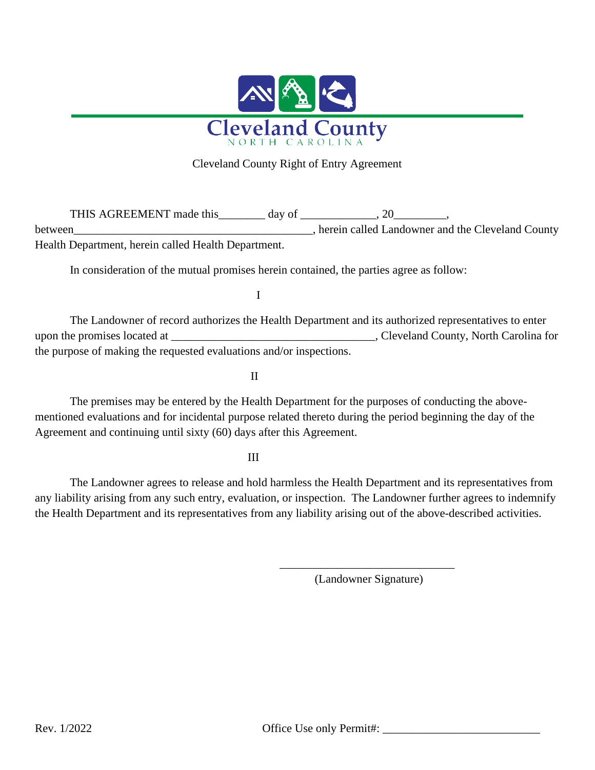# Cleveland County

NORTH CAROLINA

Cleveland County Right of Entry Agreement

THIS AGREEMENT made this________ day of _____________, 20_________, between_________________________________________, herein called Landowner and the Cleveland County Health Department, herein called Health Department.

In consideration of the mutual promises herein contained, the parties agree as follow:

I

The Landowner of record authorizes the Health Department and its authorized representatives to enter upon the promises located at ___________________________________, Cleveland County, North Carolina for the purpose of making the requested evaluations and/or inspections.

II

The premises may be entered by the Health Department for the purposes of conducting the above-mentioned evaluations and for incidental purpose related thereto during the period beginning the day of the Agreement and continuing until sixty (60) days after this Agreement.

III

The Landowner agrees to release and hold harmless the Health Department and its representatives from any liability arising from any such entry, evaluation, or inspection. The Landowner further agrees to indemnify the Health Department and its representatives from any liability arising out of the above-described activities.

______________________________
(Landowner Signature)

Rev. 1/2022

Office Use only Permit#: __________________________